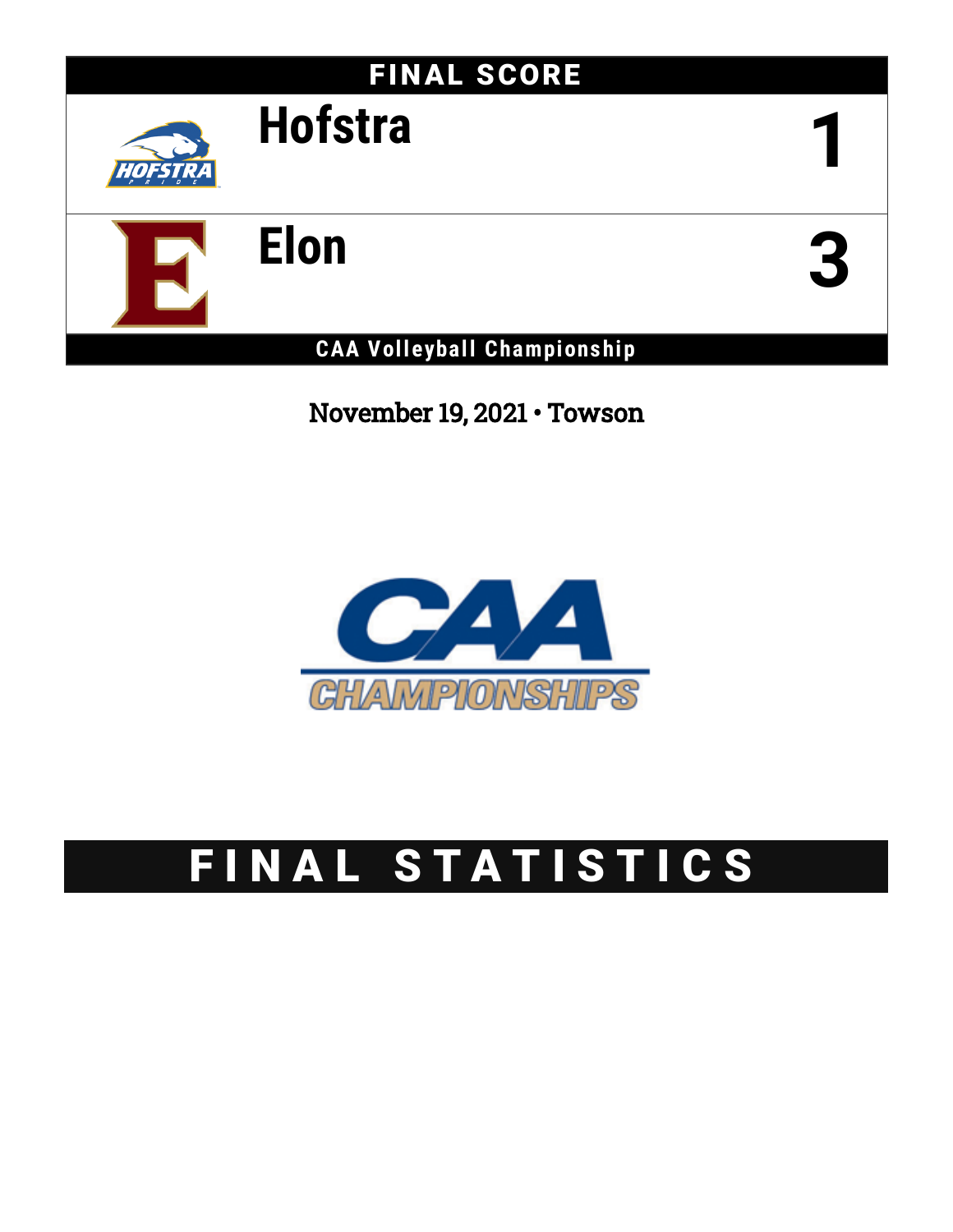## FINAL SCORE

| Team | Score |
| --- | --- |
| Hofstra | 1 |
| Elon | 3 |

**CAA Volleyball Championship**

November 19, 2021 • Towson

# FINAL STATISTICS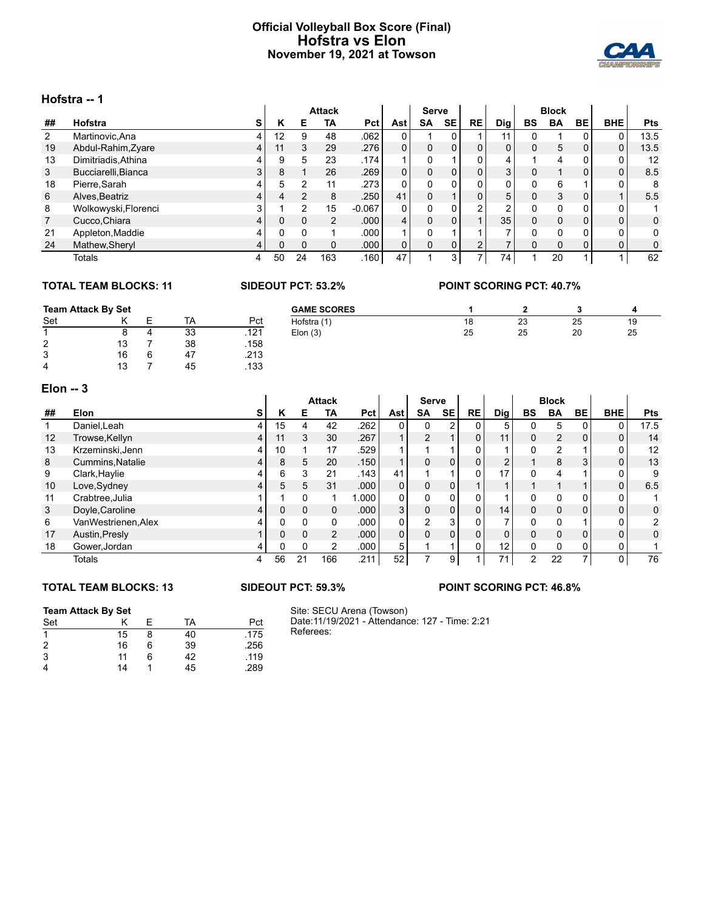# Official Volleyball Box Score (Final)
# Hofstra vs Elon
## November 19, 2021 at Towson

### Hofstra -- 1

| | | | Attack | | | | | Serve | | | | Block | | | | |
|---|---|---|---|---|---|---|---|---|---|---|---|---|---|---|---|---|
| ## | Hofstra | S | K | E | TA | Pct | Ast | SA | SE | RE | Dig | BS | BA | BE | BHE | Pts |
| 2 | Martinovic,Ana | 4 | 12 | 9 | 48 | .062 | 0 | 1 | 0 | 1 | 11 | 0 | 1 | 0 | 0 | 13.5 |
| 19 | Abdul-Rahim,Zyare | 4 | 11 | 3 | 29 | .276 | 0 | 0 | 0 | 0 | 0 | 0 | 5 | 0 | 0 | 13.5 |
| 13 | Dimitriadis,Athina | 4 | 9 | 5 | 23 | .174 | 1 | 0 | 1 | 0 | 4 | 1 | 4 | 0 | 0 | 12 |
| 3 | Bucciarelli,Bianca | 3 | 8 | 1 | 26 | .269 | 0 | 0 | 0 | 0 | 3 | 0 | 1 | 0 | 0 | 8.5 |
| 18 | Pierre,Sarah | 4 | 5 | 2 | 11 | .273 | 0 | 0 | 0 | 0 | 0 | 0 | 6 | 1 | 0 | 8 |
| 6 | Alves,Beatriz | 4 | 4 | 2 | 8 | .250 | 41 | 0 | 1 | 0 | 5 | 0 | 3 | 0 | 1 | 5.5 |
| 8 | Wolkowyski,Florenci | 3 | 1 | 2 | 15 | -0.067 | 0 | 0 | 0 | 2 | 2 | 0 | 0 | 0 | 0 | 1 |
| 7 | Cucco,Chiara | 4 | 0 | 0 | 2 | .000 | 4 | 0 | 0 | 1 | 35 | 0 | 0 | 0 | 0 | 0 |
| 21 | Appleton,Maddie | 4 | 0 | 0 | 1 | .000 | 1 | 0 | 1 | 1 | 7 | 0 | 0 | 0 | 0 | 0 |
| 24 | Mathew,Sheryl | 4 | 0 | 0 | 0 | .000 | 0 | 0 | 0 | 2 | 7 | 0 | 0 | 0 | 0 | 0 |
| | Totals | 4 | 50 | 24 | 163 | .160 | 47 | 1 | 3 | 7 | 74 | 1 | 20 | 1 | 1 | 62 |

**TOTAL TEAM BLOCKS: 11** **SIDEOUT PCT: 53.2%** **POINT SCORING PCT: 40.7%**

**Team Attack By Set**

| Set | K | E | TA | Pct |
|---|---|---|---|---|
| 1 | 8 | 4 | 33 | .121 |
| 2 | 13 | 7 | 38 | .158 |
| 3 | 16 | 6 | 47 | .213 |
| 4 | 13 | 7 | 45 | .133 |

| GAME SCORES | 1 | 2 | 3 | 4 |
|---|---|---|---|---|
| Hofstra (1) | 18 | 23 | 25 | 19 |
| Elon (3) | 25 | 25 | 20 | 25 |

### Elon -- 3

| | | | Attack | | | | | Serve | | | | Block | | | | |
|---|---|---|---|---|---|---|---|---|---|---|---|---|---|---|---|---|
| ## | Elon | S | K | E | TA | Pct | Ast | SA | SE | RE | Dig | BS | BA | BE | BHE | Pts |
| 1 | Daniel,Leah | 4 | 15 | 4 | 42 | .262 | 0 | 0 | 2 | 0 | 5 | 0 | 5 | 0 | 0 | 17.5 |
| 12 | Trowse,Kellyn | 4 | 11 | 3 | 30 | .267 | 1 | 2 | 1 | 0 | 11 | 0 | 2 | 0 | 0 | 14 |
| 13 | Krzeminski,Jenn | 4 | 10 | 1 | 17 | .529 | 1 | 1 | 1 | 0 | 1 | 0 | 2 | 1 | 0 | 12 |
| 8 | Cummins,Natalie | 4 | 8 | 5 | 20 | .150 | 1 | 0 | 0 | 0 | 2 | 1 | 8 | 3 | 0 | 13 |
| 9 | Clark,Haylie | 4 | 6 | 3 | 21 | .143 | 41 | 1 | 1 | 0 | 17 | 0 | 4 | 1 | 0 | 9 |
| 10 | Love,Sydney | 4 | 5 | 5 | 31 | .000 | 0 | 0 | 0 | 1 | 1 | 1 | 1 | 1 | 0 | 6.5 |
| 11 | Crabtree,Julia | 1 | 1 | 0 | 1 | 1.000 | 0 | 0 | 0 | 0 | 1 | 0 | 0 | 0 | 0 | 1 |
| 3 | Doyle,Caroline | 4 | 0 | 0 | 0 | .000 | 3 | 0 | 0 | 0 | 14 | 0 | 0 | 0 | 0 | 0 |
| 6 | VanWestrienen,Alex | 4 | 0 | 0 | 0 | .000 | 0 | 2 | 3 | 0 | 7 | 0 | 0 | 1 | 0 | 2 |
| 17 | Austin,Presly | 1 | 0 | 0 | 2 | .000 | 0 | 0 | 0 | 0 | 0 | 0 | 0 | 0 | 0 | 0 |
| 18 | Gower,Jordan | 4 | 0 | 0 | 2 | .000 | 5 | 1 | 1 | 0 | 12 | 0 | 0 | 0 | 0 | 1 |
| | Totals | 4 | 56 | 21 | 166 | .211 | 52 | 7 | 9 | 1 | 71 | 2 | 22 | 7 | 0 | 76 |

**TOTAL TEAM BLOCKS: 13** **SIDEOUT PCT: 59.3%** **POINT SCORING PCT: 46.8%**

**Team Attack By Set**

| Set | K | E | TA | Pct |
|---|---|---|---|---|
| 1 | 15 | 8 | 40 | .175 |
| 2 | 16 | 6 | 39 | .256 |
| 3 | 11 | 6 | 42 | .119 |
| 4 | 14 | 1 | 45 | .289 |

Site: SECU Arena (Towson)
Date:11/19/2021 - Attendance: 127 - Time: 2:21
Referees: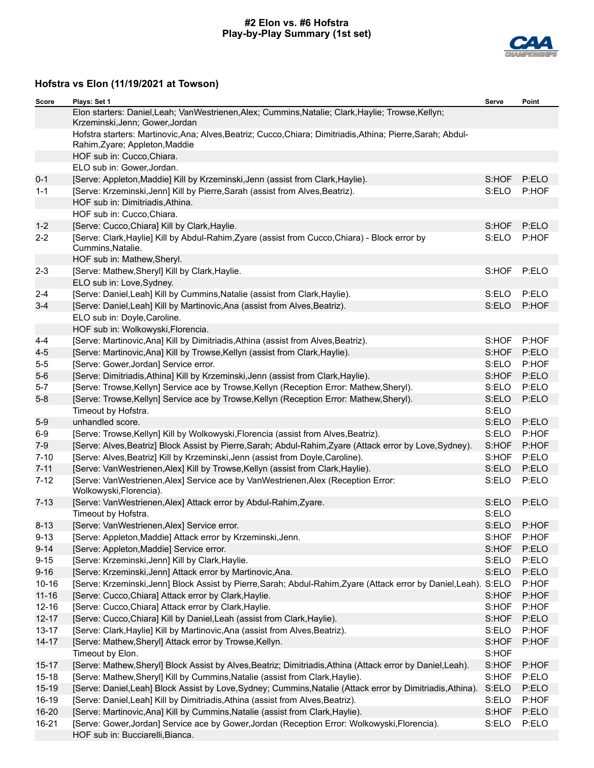# #2 Elon vs. #6 Hofstra
## Play-by-Play Summary (1st set)

### Hofstra vs Elon (11/19/2021 at Towson)

| Score | Plays: Set 1 | Serve | Point |
|---|---|---|---|
| | Elon starters: Daniel,Leah; VanWestrienen,Alex; Cummins,Natalie; Clark,Haylie; Trowse,Kellyn; Krzeminski,Jenn; Gower,Jordan | | |
| | Hofstra starters: Martinovic,Ana; Alves,Beatriz; Cucco,Chiara; Dimitriadis,Athina; Pierre,Sarah; Abdul-Rahim,Zyare; Appleton,Maddie | | |
| | HOF sub in: Cucco,Chiara. | | |
| | ELO sub in: Gower,Jordan. | | |
| 0-1 | [Serve: Appleton,Maddie] Kill by Krzeminski,Jenn (assist from Clark,Haylie). | S:HOF | P:ELO |
| 1-1 | [Serve: Krzeminski,Jenn] Kill by Pierre,Sarah (assist from Alves,Beatriz). | S:ELO | P:HOF |
| | HOF sub in: Dimitriadis,Athina. | | |
| | HOF sub in: Cucco,Chiara. | | |
| 1-2 | [Serve: Cucco,Chiara] Kill by Clark,Haylie. | S:HOF | P:ELO |
| 2-2 | [Serve: Clark,Haylie] Kill by Abdul-Rahim,Zyare (assist from Cucco,Chiara) - Block error by Cummins,Natalie. | S:ELO | P:HOF |
| | HOF sub in: Mathew,Sheryl. | | |
| 2-3 | [Serve: Mathew,Sheryl] Kill by Clark,Haylie. | S:HOF | P:ELO |
| | ELO sub in: Love,Sydney. | | |
| 2-4 | [Serve: Daniel,Leah] Kill by Cummins,Natalie (assist from Clark,Haylie). | S:ELO | P:ELO |
| 3-4 | [Serve: Daniel,Leah] Kill by Martinovic,Ana (assist from Alves,Beatriz). | S:ELO | P:HOF |
| | ELO sub in: Doyle,Caroline. | | |
| | HOF sub in: Wolkowyski,Florencia. | | |
| 4-4 | [Serve: Martinovic,Ana] Kill by Dimitriadis,Athina (assist from Alves,Beatriz). | S:HOF | P:HOF |
| 4-5 | [Serve: Martinovic,Ana] Kill by Trowse,Kellyn (assist from Clark,Haylie). | S:HOF | P:ELO |
| 5-5 | [Serve: Gower,Jordan] Service error. | S:ELO | P:HOF |
| 5-6 | [Serve: Dimitriadis,Athina] Kill by Krzeminski,Jenn (assist from Clark,Haylie). | S:HOF | P:ELO |
| 5-7 | [Serve: Trowse,Kellyn] Service ace by Trowse,Kellyn (Reception Error: Mathew,Sheryl). | S:ELO | P:ELO |
| 5-8 | [Serve: Trowse,Kellyn] Service ace by Trowse,Kellyn (Reception Error: Mathew,Sheryl). | S:ELO | P:ELO |
| | Timeout by Hofstra. | S:ELO | |
| 5-9 | unhandled score. | S:ELO | P:ELO |
| 6-9 | [Serve: Trowse,Kellyn] Kill by Wolkowyski,Florencia (assist from Alves,Beatriz). | S:ELO | P:HOF |
| 7-9 | [Serve: Alves,Beatriz] Block Assist by Pierre,Sarah; Abdul-Rahim,Zyare (Attack error by Love,Sydney). | S:HOF | P:HOF |
| 7-10 | [Serve: Alves,Beatriz] Kill by Krzeminski,Jenn (assist from Doyle,Caroline). | S:HOF | P:ELO |
| 7-11 | [Serve: VanWestrienen,Alex] Kill by Trowse,Kellyn (assist from Clark,Haylie). | S:ELO | P:ELO |
| 7-12 | [Serve: VanWestrienen,Alex] Service ace by VanWestrienen,Alex (Reception Error: Wolkowyski,Florencia). | S:ELO | P:ELO |
| 7-13 | [Serve: VanWestrienen,Alex] Attack error by Abdul-Rahim,Zyare. | S:ELO | P:ELO |
| | Timeout by Hofstra. | S:ELO | |
| 8-13 | [Serve: VanWestrienen,Alex] Service error. | S:ELO | P:HOF |
| 9-13 | [Serve: Appleton,Maddie] Attack error by Krzeminski,Jenn. | S:HOF | P:HOF |
| 9-14 | [Serve: Appleton,Maddie] Service error. | S:HOF | P:ELO |
| 9-15 | [Serve: Krzeminski,Jenn] Kill by Clark,Haylie. | S:ELO | P:ELO |
| 9-16 | [Serve: Krzeminski,Jenn] Attack error by Martinovic,Ana. | S:ELO | P:ELO |
| 10-16 | [Serve: Krzeminski,Jenn] Block Assist by Pierre,Sarah; Abdul-Rahim,Zyare (Attack error by Daniel,Leah). | S:ELO | P:HOF |
| 11-16 | [Serve: Cucco,Chiara] Attack error by Clark,Haylie. | S:HOF | P:HOF |
| 12-16 | [Serve: Cucco,Chiara] Attack error by Clark,Haylie. | S:HOF | P:HOF |
| 12-17 | [Serve: Cucco,Chiara] Kill by Daniel,Leah (assist from Clark,Haylie). | S:HOF | P:ELO |
| 13-17 | [Serve: Clark,Haylie] Kill by Martinovic,Ana (assist from Alves,Beatriz). | S:ELO | P:HOF |
| 14-17 | [Serve: Mathew,Sheryl] Attack error by Trowse,Kellyn. | S:HOF | P:HOF |
| | Timeout by Elon. | S:HOF | |
| 15-17 | [Serve: Mathew,Sheryl] Block Assist by Alves,Beatriz; Dimitriadis,Athina (Attack error by Daniel,Leah). | S:HOF | P:HOF |
| 15-18 | [Serve: Mathew,Sheryl] Kill by Cummins,Natalie (assist from Clark,Haylie). | S:HOF | P:ELO |
| 15-19 | [Serve: Daniel,Leah] Block Assist by Love,Sydney; Cummins,Natalie (Attack error by Dimitriadis,Athina). | S:ELO | P:ELO |
| 16-19 | [Serve: Daniel,Leah] Kill by Dimitriadis,Athina (assist from Alves,Beatriz). | S:ELO | P:HOF |
| 16-20 | [Serve: Martinovic,Ana] Kill by Cummins,Natalie (assist from Clark,Haylie). | S:HOF | P:ELO |
| 16-21 | [Serve: Gower,Jordan] Service ace by Gower,Jordan (Reception Error: Wolkowyski,Florencia). | S:ELO | P:ELO |
| | HOF sub in: Bucciarelli,Bianca. | | |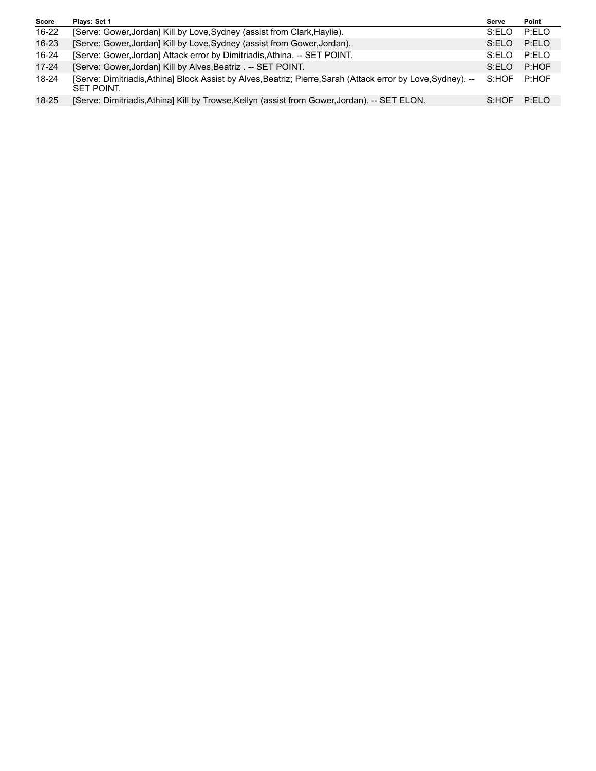| Score | Plays: Set 1 | Serve | Point |
|---|---|---|---|
| 16-22 | [Serve: Gower,Jordan] Kill by Love,Sydney (assist from Clark,Haylie). | S:ELO | P:ELO |
| 16-23 | [Serve: Gower,Jordan] Kill by Love,Sydney (assist from Gower,Jordan). | S:ELO | P:ELO |
| 16-24 | [Serve: Gower,Jordan] Attack error by Dimitriadis,Athina. -- SET POINT. | S:ELO | P:ELO |
| 17-24 | [Serve: Gower,Jordan] Kill by Alves,Beatriz . -- SET POINT. | S:ELO | P:HOF |
| 18-24 | [Serve: Dimitriadis,Athina] Block Assist by Alves,Beatriz; Pierre,Sarah (Attack error by Love,Sydney). -- SET POINT. | S:HOF | P:HOF |
| 18-25 | [Serve: Dimitriadis,Athina] Kill by Trowse,Kellyn (assist from Gower,Jordan). -- SET ELON. | S:HOF | P:ELO |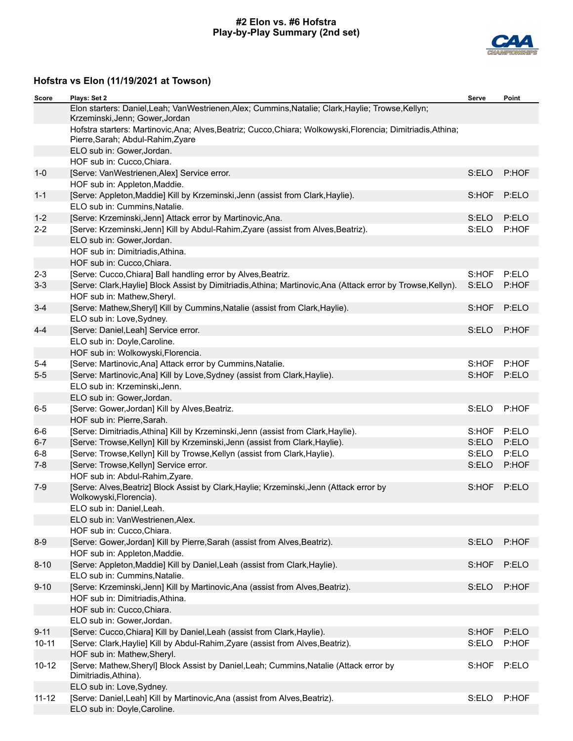# #2 Elon vs. #6 Hofstra
## Play-by-Play Summary (2nd set)

### Hofstra vs Elon (11/19/2021 at Towson)

| Score | Plays: Set 2 | Serve | Point |
|---|---|---|---|
| | Elon starters: Daniel,Leah; VanWestrienen,Alex; Cummins,Natalie; Clark,Haylie; Trowse,Kellyn; Krzeminski,Jenn; Gower,Jordan | | |
| | Hofstra starters: Martinovic,Ana; Alves,Beatriz; Cucco,Chiara; Wolkowyski,Florencia; Dimitriadis,Athina; Pierre,Sarah; Abdul-Rahim,Zyare | | |
| | ELO sub in: Gower,Jordan. | | |
| | HOF sub in: Cucco,Chiara. | | |
| 1-0 | [Serve: VanWestrienen,Alex] Service error. | S:ELO | P:HOF |
| | HOF sub in: Appleton,Maddie. | | |
| 1-1 | [Serve: Appleton,Maddie] Kill by Krzeminski,Jenn (assist from Clark,Haylie). | S:HOF | P:ELO |
| | ELO sub in: Cummins,Natalie. | | |
| 1-2 | [Serve: Krzeminski,Jenn] Attack error by Martinovic,Ana. | S:ELO | P:ELO |
| 2-2 | [Serve: Krzeminski,Jenn] Kill by Abdul-Rahim,Zyare (assist from Alves,Beatriz). | S:ELO | P:HOF |
| | ELO sub in: Gower,Jordan. | | |
| | HOF sub in: Dimitriadis,Athina. | | |
| | HOF sub in: Cucco,Chiara. | | |
| 2-3 | [Serve: Cucco,Chiara] Ball handling error by Alves,Beatriz. | S:HOF | P:ELO |
| 3-3 | [Serve: Clark,Haylie] Block Assist by Dimitriadis,Athina; Martinovic,Ana (Attack error by Trowse,Kellyn). | S:ELO | P:HOF |
| | HOF sub in: Mathew,Sheryl. | | |
| 3-4 | [Serve: Mathew,Sheryl] Kill by Cummins,Natalie (assist from Clark,Haylie). | S:HOF | P:ELO |
| | ELO sub in: Love,Sydney. | | |
| 4-4 | [Serve: Daniel,Leah] Service error. | S:ELO | P:HOF |
| | ELO sub in: Doyle,Caroline. | | |
| | HOF sub in: Wolkowyski,Florencia. | | |
| 5-4 | [Serve: Martinovic,Ana] Attack error by Cummins,Natalie. | S:HOF | P:HOF |
| 5-5 | [Serve: Martinovic,Ana] Kill by Love,Sydney (assist from Clark,Haylie). | S:HOF | P:ELO |
| | ELO sub in: Krzeminski,Jenn. | | |
| | ELO sub in: Gower,Jordan. | | |
| 6-5 | [Serve: Gower,Jordan] Kill by Alves,Beatriz. | S:ELO | P:HOF |
| | HOF sub in: Pierre,Sarah. | | |
| 6-6 | [Serve: Dimitriadis,Athina] Kill by Krzeminski,Jenn (assist from Clark,Haylie). | S:HOF | P:ELO |
| 6-7 | [Serve: Trowse,Kellyn] Kill by Krzeminski,Jenn (assist from Clark,Haylie). | S:ELO | P:ELO |
| 6-8 | [Serve: Trowse,Kellyn] Kill by Trowse,Kellyn (assist from Clark,Haylie). | S:ELO | P:ELO |
| 7-8 | [Serve: Trowse,Kellyn] Service error. | S:ELO | P:HOF |
| | HOF sub in: Abdul-Rahim,Zyare. | | |
| 7-9 | [Serve: Alves,Beatriz] Block Assist by Clark,Haylie; Krzeminski,Jenn (Attack error by Wolkowyski,Florencia). | S:HOF | P:ELO |
| | ELO sub in: Daniel,Leah. | | |
| | ELO sub in: VanWestrienen,Alex. | | |
| | HOF sub in: Cucco,Chiara. | | |
| 8-9 | [Serve: Gower,Jordan] Kill by Pierre,Sarah (assist from Alves,Beatriz). | S:ELO | P:HOF |
| | HOF sub in: Appleton,Maddie. | | |
| 8-10 | [Serve: Appleton,Maddie] Kill by Daniel,Leah (assist from Clark,Haylie). | S:HOF | P:ELO |
| | ELO sub in: Cummins,Natalie. | | |
| 9-10 | [Serve: Krzeminski,Jenn] Kill by Martinovic,Ana (assist from Alves,Beatriz). | S:ELO | P:HOF |
| | HOF sub in: Dimitriadis,Athina. | | |
| | HOF sub in: Cucco,Chiara. | | |
| | ELO sub in: Gower,Jordan. | | |
| 9-11 | [Serve: Cucco,Chiara] Kill by Daniel,Leah (assist from Clark,Haylie). | S:HOF | P:ELO |
| 10-11 | [Serve: Clark,Haylie] Kill by Abdul-Rahim,Zyare (assist from Alves,Beatriz). | S:ELO | P:HOF |
| | HOF sub in: Mathew,Sheryl. | | |
| 10-12 | [Serve: Mathew,Sheryl] Block Assist by Daniel,Leah; Cummins,Natalie (Attack error by Dimitriadis,Athina). | S:HOF | P:ELO |
| | ELO sub in: Love,Sydney. | | |
| 11-12 | [Serve: Daniel,Leah] Kill by Martinovic,Ana (assist from Alves,Beatriz). | S:ELO | P:HOF |
| | ELO sub in: Doyle,Caroline. | | |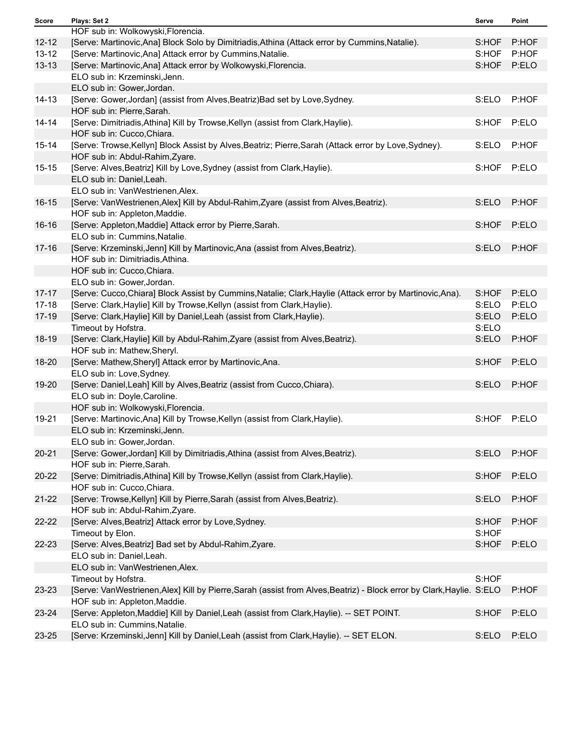| Score | Plays: Set 2 | Serve | Point |
|---|---|---|---|
| | HOF sub in: Wolkowyski,Florencia. | | |
| 12-12 | [Serve: Martinovic,Ana] Block Solo by Dimitriadis,Athina (Attack error by Cummins,Natalie). | S:HOF | P:HOF |
| 13-12 | [Serve: Martinovic,Ana] Attack error by Cummins,Natalie. | S:HOF | P:HOF |
| 13-13 | [Serve: Martinovic,Ana] Attack error by Wolkowyski,Florencia. | S:HOF | P:ELO |
| | ELO sub in: Krzeminski,Jenn. | | |
| | ELO sub in: Gower,Jordan. | | |
| 14-13 | [Serve: Gower,Jordan] (assist from Alves,Beatriz)Bad set by Love,Sydney. | S:ELO | P:HOF |
| | HOF sub in: Pierre,Sarah. | | |
| 14-14 | [Serve: Dimitriadis,Athina] Kill by Trowse,Kellyn (assist from Clark,Haylie). | S:HOF | P:ELO |
| | HOF sub in: Cucco,Chiara. | | |
| 15-14 | [Serve: Trowse,Kellyn] Block Assist by Alves,Beatriz; Pierre,Sarah (Attack error by Love,Sydney). | S:ELO | P:HOF |
| | HOF sub in: Abdul-Rahim,Zyare. | | |
| 15-15 | [Serve: Alves,Beatriz] Kill by Love,Sydney (assist from Clark,Haylie). | S:HOF | P:ELO |
| | ELO sub in: Daniel,Leah. | | |
| | ELO sub in: VanWestrienen,Alex. | | |
| 16-15 | [Serve: VanWestrienen,Alex] Kill by Abdul-Rahim,Zyare (assist from Alves,Beatriz). | S:ELO | P:HOF |
| | HOF sub in: Appleton,Maddie. | | |
| 16-16 | [Serve: Appleton,Maddie] Attack error by Pierre,Sarah. | S:HOF | P:ELO |
| | ELO sub in: Cummins,Natalie. | | |
| 17-16 | [Serve: Krzeminski,Jenn] Kill by Martinovic,Ana (assist from Alves,Beatriz). | S:ELO | P:HOF |
| | HOF sub in: Dimitriadis,Athina. | | |
| | HOF sub in: Cucco,Chiara. | | |
| | ELO sub in: Gower,Jordan. | | |
| 17-17 | [Serve: Cucco,Chiara] Block Assist by Cummins,Natalie; Clark,Haylie (Attack error by Martinovic,Ana). | S:HOF | P:ELO |
| 17-18 | [Serve: Clark,Haylie] Kill by Trowse,Kellyn (assist from Clark,Haylie). | S:ELO | P:ELO |
| 17-19 | [Serve: Clark,Haylie] Kill by Daniel,Leah (assist from Clark,Haylie). | S:ELO | P:ELO |
| | Timeout by Hofstra. | S:ELO | |
| 18-19 | [Serve: Clark,Haylie] Kill by Abdul-Rahim,Zyare (assist from Alves,Beatriz). | S:ELO | P:HOF |
| | HOF sub in: Mathew,Sheryl. | | |
| 18-20 | [Serve: Mathew,Sheryl] Attack error by Martinovic,Ana. | S:HOF | P:ELO |
| | ELO sub in: Love,Sydney. | | |
| 19-20 | [Serve: Daniel,Leah] Kill by Alves,Beatriz (assist from Cucco,Chiara). | S:ELO | P:HOF |
| | ELO sub in: Doyle,Caroline. | | |
| | HOF sub in: Wolkowyski,Florencia. | | |
| 19-21 | [Serve: Martinovic,Ana] Kill by Trowse,Kellyn (assist from Clark,Haylie). | S:HOF | P:ELO |
| | ELO sub in: Krzeminski,Jenn. | | |
| | ELO sub in: Gower,Jordan. | | |
| 20-21 | [Serve: Gower,Jordan] Kill by Dimitriadis,Athina (assist from Alves,Beatriz). | S:ELO | P:HOF |
| | HOF sub in: Pierre,Sarah. | | |
| 20-22 | [Serve: Dimitriadis,Athina] Kill by Trowse,Kellyn (assist from Clark,Haylie). | S:HOF | P:ELO |
| | HOF sub in: Cucco,Chiara. | | |
| 21-22 | [Serve: Trowse,Kellyn] Kill by Pierre,Sarah (assist from Alves,Beatriz). | S:ELO | P:HOF |
| | HOF sub in: Abdul-Rahim,Zyare. | | |
| 22-22 | [Serve: Alves,Beatriz] Attack error by Love,Sydney. | S:HOF | P:HOF |
| | Timeout by Elon. | S:HOF | |
| 22-23 | [Serve: Alves,Beatriz] Bad set by Abdul-Rahim,Zyare. | S:HOF | P:ELO |
| | ELO sub in: Daniel,Leah. | | |
| | ELO sub in: VanWestrienen,Alex. | | |
| | Timeout by Hofstra. | S:HOF | |
| 23-23 | [Serve: VanWestrienen,Alex] Kill by Pierre,Sarah (assist from Alves,Beatriz) - Block error by Clark,Haylie. | S:ELO | P:HOF |
| | HOF sub in: Appleton,Maddie. | | |
| 23-24 | [Serve: Appleton,Maddie] Kill by Daniel,Leah (assist from Clark,Haylie). -- SET POINT. | S:HOF | P:ELO |
| | ELO sub in: Cummins,Natalie. | | |
| 23-25 | [Serve: Krzeminski,Jenn] Kill by Daniel,Leah (assist from Clark,Haylie). -- SET ELON. | S:ELO | P:ELO |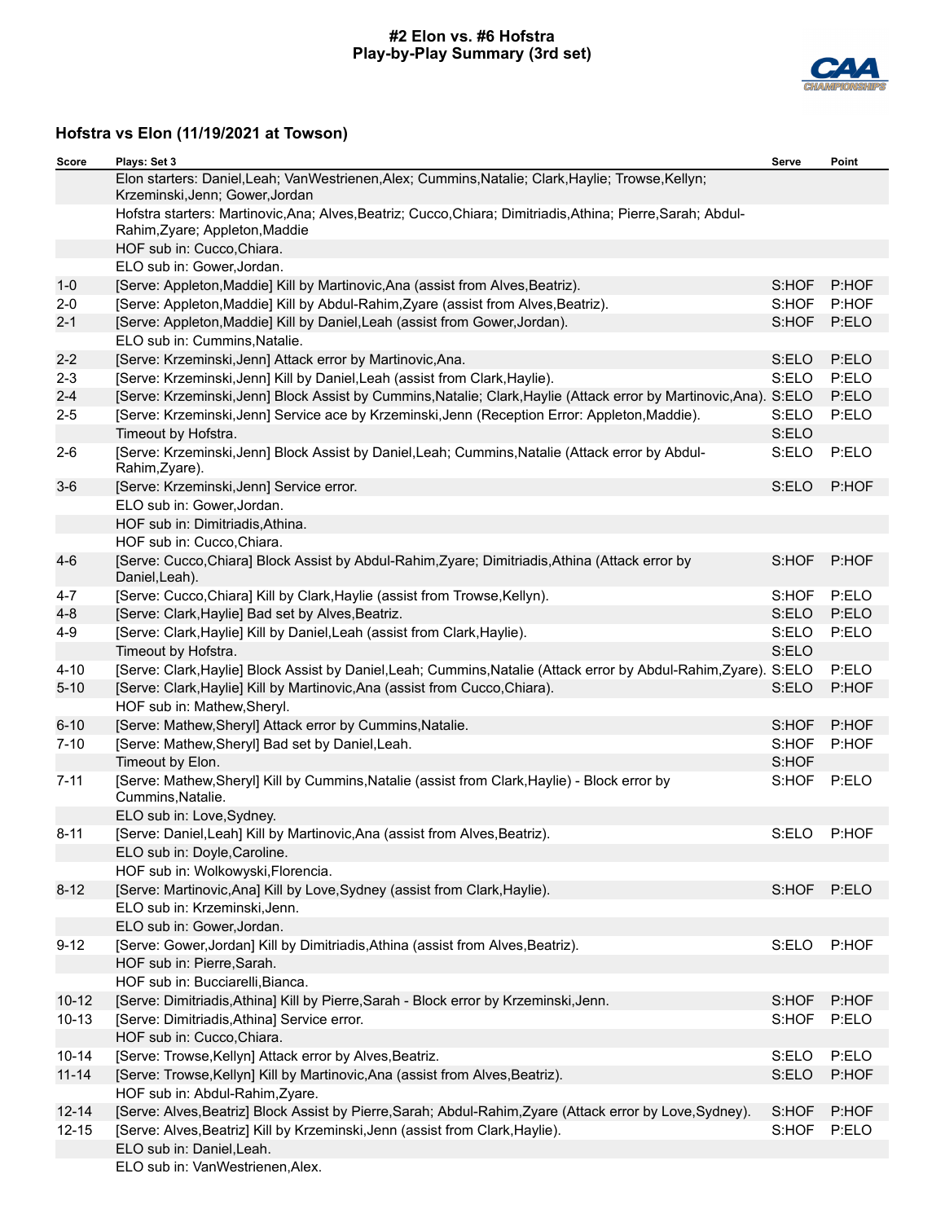# #2 Elon vs. #6 Hofstra
## Play-by-Play Summary (3rd set)

### Hofstra vs Elon (11/19/2021 at Towson)

| Score | Plays: Set 3 | Serve | Point |
|---|---|---|---|
| | Elon starters: Daniel,Leah; VanWestrienen,Alex; Cummins,Natalie; Clark,Haylie; Trowse,Kellyn; Krzeminski,Jenn; Gower,Jordan | | |
| | Hofstra starters: Martinovic,Ana; Alves,Beatriz; Cucco,Chiara; Dimitriadis,Athina; Pierre,Sarah; Abdul-Rahim,Zyare; Appleton,Maddie | | |
| | HOF sub in: Cucco,Chiara. | | |
| | ELO sub in: Gower,Jordan. | | |
| 1-0 | [Serve: Appleton,Maddie] Kill by Martinovic,Ana (assist from Alves,Beatriz). | S:HOF | P:HOF |
| 2-0 | [Serve: Appleton,Maddie] Kill by Abdul-Rahim,Zyare (assist from Alves,Beatriz). | S:HOF | P:HOF |
| 2-1 | [Serve: Appleton,Maddie] Kill by Daniel,Leah (assist from Gower,Jordan). | S:HOF | P:ELO |
| | ELO sub in: Cummins,Natalie. | | |
| 2-2 | [Serve: Krzeminski,Jenn] Attack error by Martinovic,Ana. | S:ELO | P:ELO |
| 2-3 | [Serve: Krzeminski,Jenn] Kill by Daniel,Leah (assist from Clark,Haylie). | S:ELO | P:ELO |
| 2-4 | [Serve: Krzeminski,Jenn] Block Assist by Cummins,Natalie; Clark,Haylie (Attack error by Martinovic,Ana). | S:ELO | P:ELO |
| 2-5 | [Serve: Krzeminski,Jenn] Service ace by Krzeminski,Jenn (Reception Error: Appleton,Maddie). | S:ELO | P:ELO |
| | Timeout by Hofstra. | S:ELO | |
| 2-6 | [Serve: Krzeminski,Jenn] Block Assist by Daniel,Leah; Cummins,Natalie (Attack error by Abdul-Rahim,Zyare). | S:ELO | P:ELO |
| 3-6 | [Serve: Krzeminski,Jenn] Service error. | S:ELO | P:HOF |
| | ELO sub in: Gower,Jordan. | | |
| | HOF sub in: Dimitriadis,Athina. | | |
| | HOF sub in: Cucco,Chiara. | | |
| 4-6 | [Serve: Cucco,Chiara] Block Assist by Abdul-Rahim,Zyare; Dimitriadis,Athina (Attack error by Daniel,Leah). | S:HOF | P:HOF |
| 4-7 | [Serve: Cucco,Chiara] Kill by Clark,Haylie (assist from Trowse,Kellyn). | S:HOF | P:ELO |
| 4-8 | [Serve: Clark,Haylie] Bad set by Alves,Beatriz. | S:ELO | P:ELO |
| 4-9 | [Serve: Clark,Haylie] Kill by Daniel,Leah (assist from Clark,Haylie). | S:ELO | P:ELO |
| | Timeout by Hofstra. | S:ELO | |
| 4-10 | [Serve: Clark,Haylie] Block Assist by Daniel,Leah; Cummins,Natalie (Attack error by Abdul-Rahim,Zyare). | S:ELO | P:ELO |
| 5-10 | [Serve: Clark,Haylie] Kill by Martinovic,Ana (assist from Cucco,Chiara). | S:ELO | P:HOF |
| | HOF sub in: Mathew,Sheryl. | | |
| 6-10 | [Serve: Mathew,Sheryl] Attack error by Cummins,Natalie. | S:HOF | P:HOF |
| 7-10 | [Serve: Mathew,Sheryl] Bad set by Daniel,Leah. | S:HOF | P:HOF |
| | Timeout by Elon. | S:HOF | |
| 7-11 | [Serve: Mathew,Sheryl] Kill by Cummins,Natalie (assist from Clark,Haylie) - Block error by Cummins,Natalie. | S:HOF | P:ELO |
| | ELO sub in: Love,Sydney. | | |
| 8-11 | [Serve: Daniel,Leah] Kill by Martinovic,Ana (assist from Alves,Beatriz). | S:ELO | P:HOF |
| | ELO sub in: Doyle,Caroline. | | |
| | HOF sub in: Wolkowyski,Florencia. | | |
| 8-12 | [Serve: Martinovic,Ana] Kill by Love,Sydney (assist from Clark,Haylie). | S:HOF | P:ELO |
| | ELO sub in: Krzeminski,Jenn. | | |
| | ELO sub in: Gower,Jordan. | | |
| 9-12 | [Serve: Gower,Jordan] Kill by Dimitriadis,Athina (assist from Alves,Beatriz). | S:ELO | P:HOF |
| | HOF sub in: Pierre,Sarah. | | |
| | HOF sub in: Bucciarelli,Bianca. | | |
| 10-12 | [Serve: Dimitriadis,Athina] Kill by Pierre,Sarah - Block error by Krzeminski,Jenn. | S:HOF | P:HOF |
| 10-13 | [Serve: Dimitriadis,Athina] Service error. | S:HOF | P:ELO |
| | HOF sub in: Cucco,Chiara. | | |
| 10-14 | [Serve: Trowse,Kellyn] Attack error by Alves,Beatriz. | S:ELO | P:ELO |
| 11-14 | [Serve: Trowse,Kellyn] Kill by Martinovic,Ana (assist from Alves,Beatriz). | S:ELO | P:HOF |
| | HOF sub in: Abdul-Rahim,Zyare. | | |
| 12-14 | [Serve: Alves,Beatriz] Block Assist by Pierre,Sarah; Abdul-Rahim,Zyare (Attack error by Love,Sydney). | S:HOF | P:HOF |
| 12-15 | [Serve: Alves,Beatriz] Kill by Krzeminski,Jenn (assist from Clark,Haylie). | S:HOF | P:ELO |
| | ELO sub in: Daniel,Leah. | | |
| | ELO sub in: VanWestrienen,Alex. | | |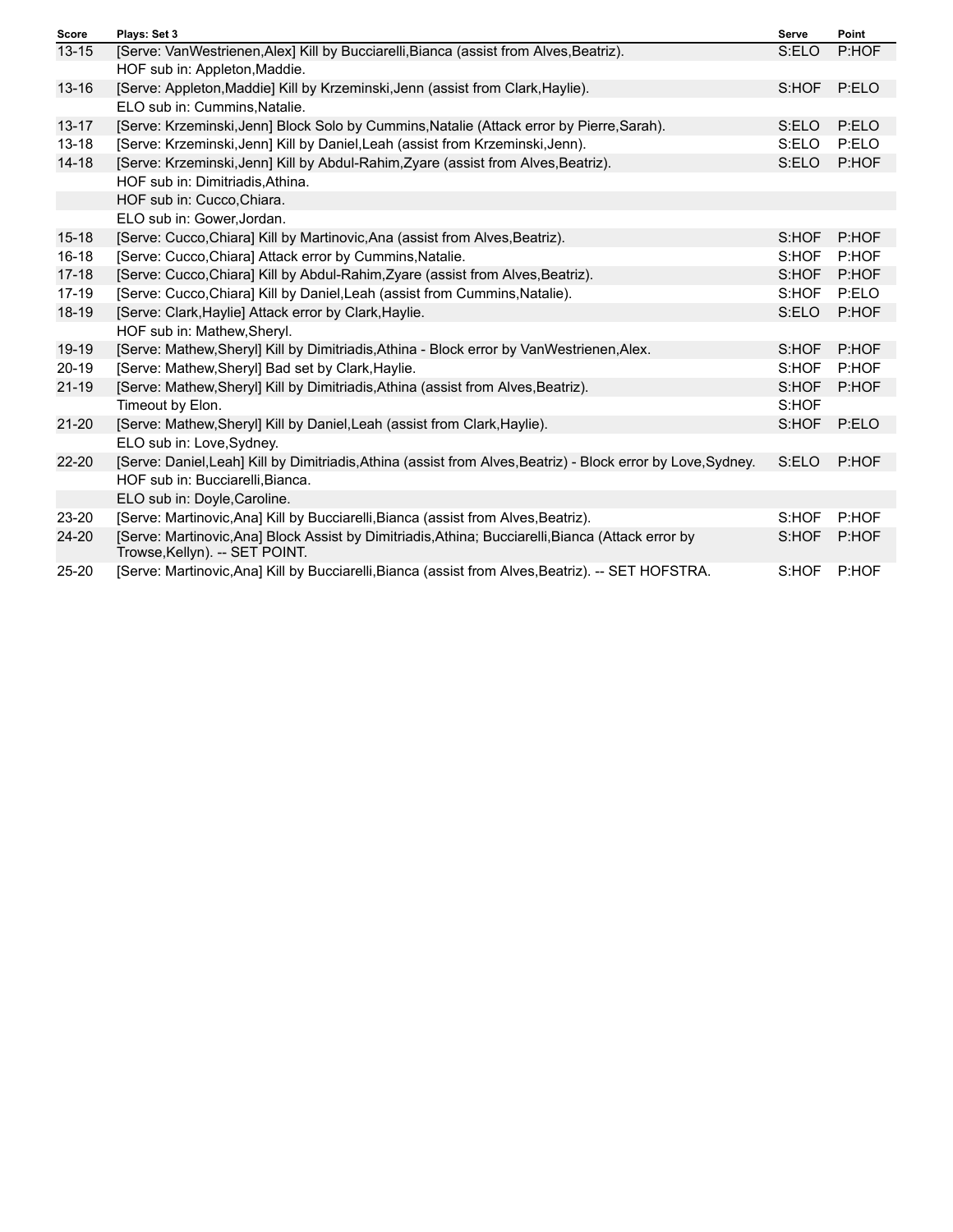| Score | Plays: Set 3 | Serve | Point |
|---|---|---|---|
| 13-15 | [Serve: VanWestrienen,Alex] Kill by Bucciarelli,Bianca (assist from Alves,Beatriz). | S:ELO | P:HOF |
| | HOF sub in: Appleton,Maddie. | | |
| 13-16 | [Serve: Appleton,Maddie] Kill by Krzeminski,Jenn (assist from Clark,Haylie). | S:HOF | P:ELO |
| | ELO sub in: Cummins,Natalie. | | |
| 13-17 | [Serve: Krzeminski,Jenn] Block Solo by Cummins,Natalie (Attack error by Pierre,Sarah). | S:ELO | P:ELO |
| 13-18 | [Serve: Krzeminski,Jenn] Kill by Daniel,Leah (assist from Krzeminski,Jenn). | S:ELO | P:ELO |
| 14-18 | [Serve: Krzeminski,Jenn] Kill by Abdul-Rahim,Zyare (assist from Alves,Beatriz). | S:ELO | P:HOF |
| | HOF sub in: Dimitriadis,Athina. | | |
| | HOF sub in: Cucco,Chiara. | | |
| | ELO sub in: Gower,Jordan. | | |
| 15-18 | [Serve: Cucco,Chiara] Kill by Martinovic,Ana (assist from Alves,Beatriz). | S:HOF | P:HOF |
| 16-18 | [Serve: Cucco,Chiara] Attack error by Cummins,Natalie. | S:HOF | P:HOF |
| 17-18 | [Serve: Cucco,Chiara] Kill by Abdul-Rahim,Zyare (assist from Alves,Beatriz). | S:HOF | P:HOF |
| 17-19 | [Serve: Cucco,Chiara] Kill by Daniel,Leah (assist from Cummins,Natalie). | S:HOF | P:ELO |
| 18-19 | [Serve: Clark,Haylie] Attack error by Clark,Haylie. | S:ELO | P:HOF |
| | HOF sub in: Mathew,Sheryl. | | |
| 19-19 | [Serve: Mathew,Sheryl] Kill by Dimitriadis,Athina - Block error by VanWestrienen,Alex. | S:HOF | P:HOF |
| 20-19 | [Serve: Mathew,Sheryl] Bad set by Clark,Haylie. | S:HOF | P:HOF |
| 21-19 | [Serve: Mathew,Sheryl] Kill by Dimitriadis,Athina (assist from Alves,Beatriz). | S:HOF | P:HOF |
| | Timeout by Elon. | S:HOF | |
| 21-20 | [Serve: Mathew,Sheryl] Kill by Daniel,Leah (assist from Clark,Haylie). | S:HOF | P:ELO |
| | ELO sub in: Love,Sydney. | | |
| 22-20 | [Serve: Daniel,Leah] Kill by Dimitriadis,Athina (assist from Alves,Beatriz) - Block error by Love,Sydney. | S:ELO | P:HOF |
| | HOF sub in: Bucciarelli,Bianca. | | |
| | ELO sub in: Doyle,Caroline. | | |
| 23-20 | [Serve: Martinovic,Ana] Kill by Bucciarelli,Bianca (assist from Alves,Beatriz). | S:HOF | P:HOF |
| 24-20 | [Serve: Martinovic,Ana] Block Assist by Dimitriadis,Athina; Bucciarelli,Bianca (Attack error by Trowse,Kellyn). -- SET POINT. | S:HOF | P:HOF |
| 25-20 | [Serve: Martinovic,Ana] Kill by Bucciarelli,Bianca (assist from Alves,Beatriz). -- SET HOFSTRA. | S:HOF | P:HOF |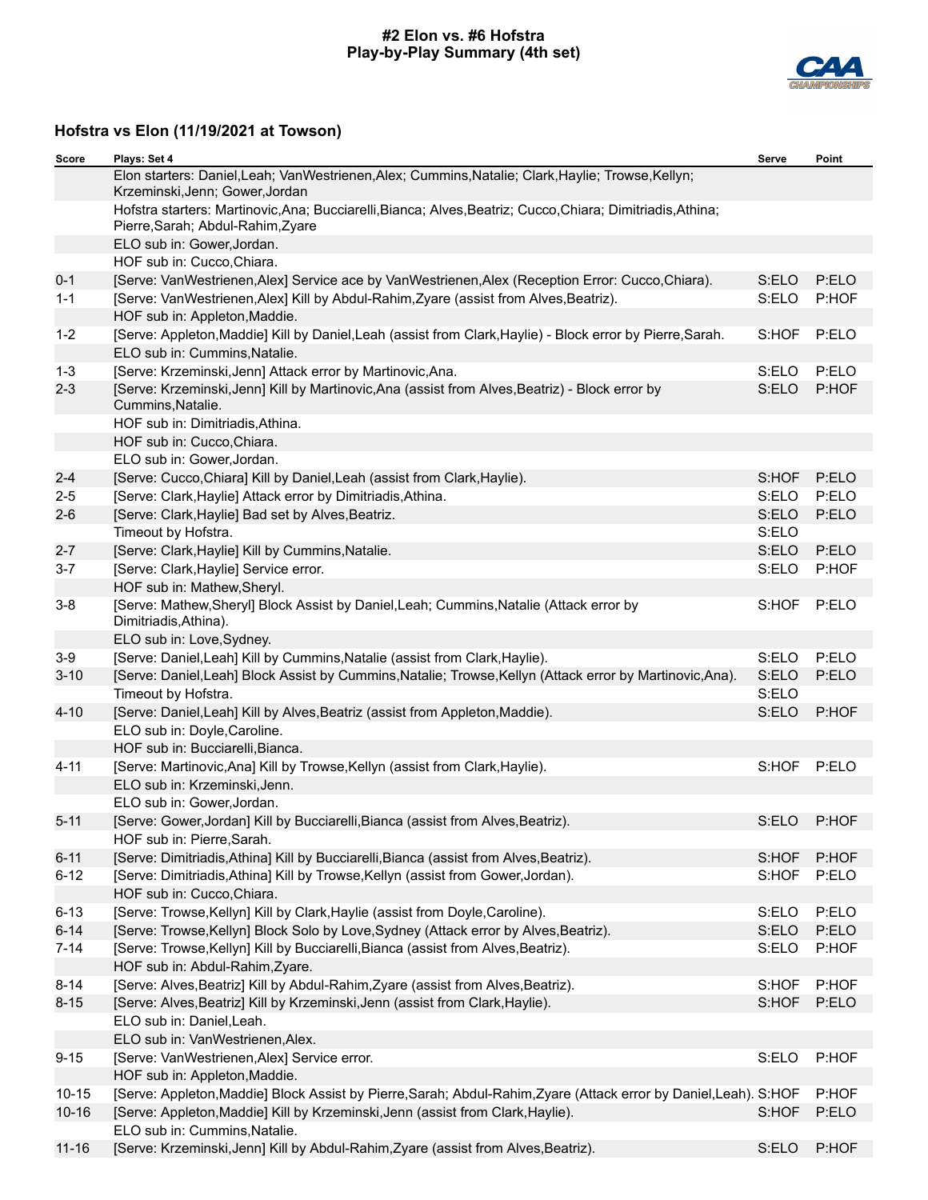# #2 Elon vs. #6 Hofstra
## Play-by-Play Summary (4th set)

### Hofstra vs Elon (11/19/2021 at Towson)

| Score | Plays: Set 4 | Serve | Point |
|---|---|---|---|
| | Elon starters: Daniel,Leah; VanWestrienen,Alex; Cummins,Natalie; Clark,Haylie; Trowse,Kellyn; Krzeminski,Jenn; Gower,Jordan | | |
| | Hofstra starters: Martinovic,Ana; Bucciarelli,Bianca; Alves,Beatriz; Cucco,Chiara; Dimitriadis,Athina; Pierre,Sarah; Abdul-Rahim,Zyare | | |
| | ELO sub in: Gower,Jordan. | | |
| | HOF sub in: Cucco,Chiara. | | |
| 0-1 | [Serve: VanWestrienen,Alex] Service ace by VanWestrienen,Alex (Reception Error: Cucco,Chiara). | S:ELO | P:ELO |
| 1-1 | [Serve: VanWestrienen,Alex] Kill by Abdul-Rahim,Zyare (assist from Alves,Beatriz). | S:ELO | P:HOF |
| | HOF sub in: Appleton,Maddie. | | |
| 1-2 | [Serve: Appleton,Maddie] Kill by Daniel,Leah (assist from Clark,Haylie) - Block error by Pierre,Sarah. | S:HOF | P:ELO |
| | ELO sub in: Cummins,Natalie. | | |
| 1-3 | [Serve: Krzeminski,Jenn] Attack error by Martinovic,Ana. | S:ELO | P:ELO |
| 2-3 | [Serve: Krzeminski,Jenn] Kill by Martinovic,Ana (assist from Alves,Beatriz) - Block error by Cummins,Natalie. | S:ELO | P:HOF |
| | HOF sub in: Dimitriadis,Athina. | | |
| | HOF sub in: Cucco,Chiara. | | |
| | ELO sub in: Gower,Jordan. | | |
| 2-4 | [Serve: Cucco,Chiara] Kill by Daniel,Leah (assist from Clark,Haylie). | S:HOF | P:ELO |
| 2-5 | [Serve: Clark,Haylie] Attack error by Dimitriadis,Athina. | S:ELO | P:ELO |
| 2-6 | [Serve: Clark,Haylie] Bad set by Alves,Beatriz. | S:ELO | P:ELO |
| | Timeout by Hofstra. | S:ELO | |
| 2-7 | [Serve: Clark,Haylie] Kill by Cummins,Natalie. | S:ELO | P:ELO |
| 3-7 | [Serve: Clark,Haylie] Service error. | S:ELO | P:HOF |
| | HOF sub in: Mathew,Sheryl. | | |
| 3-8 | [Serve: Mathew,Sheryl] Block Assist by Daniel,Leah; Cummins,Natalie (Attack error by Dimitriadis,Athina). | S:HOF | P:ELO |
| | ELO sub in: Love,Sydney. | | |
| 3-9 | [Serve: Daniel,Leah] Kill by Cummins,Natalie (assist from Clark,Haylie). | S:ELO | P:ELO |
| 3-10 | [Serve: Daniel,Leah] Block Assist by Cummins,Natalie; Trowse,Kellyn (Attack error by Martinovic,Ana). | S:ELO | P:ELO |
| | Timeout by Hofstra. | S:ELO | |
| 4-10 | [Serve: Daniel,Leah] Kill by Alves,Beatriz (assist from Appleton,Maddie). | S:ELO | P:HOF |
| | ELO sub in: Doyle,Caroline. | | |
| | HOF sub in: Bucciarelli,Bianca. | | |
| 4-11 | [Serve: Martinovic,Ana] Kill by Trowse,Kellyn (assist from Clark,Haylie). | S:HOF | P:ELO |
| | ELO sub in: Krzeminski,Jenn. | | |
| | ELO sub in: Gower,Jordan. | | |
| 5-11 | [Serve: Gower,Jordan] Kill by Bucciarelli,Bianca (assist from Alves,Beatriz). | S:ELO | P:HOF |
| | HOF sub in: Pierre,Sarah. | | |
| 6-11 | [Serve: Dimitriadis,Athina] Kill by Bucciarelli,Bianca (assist from Alves,Beatriz). | S:HOF | P:HOF |
| 6-12 | [Serve: Dimitriadis,Athina] Kill by Trowse,Kellyn (assist from Gower,Jordan). | S:HOF | P:ELO |
| | HOF sub in: Cucco,Chiara. | | |
| 6-13 | [Serve: Trowse,Kellyn] Kill by Clark,Haylie (assist from Doyle,Caroline). | S:ELO | P:ELO |
| 6-14 | [Serve: Trowse,Kellyn] Block Solo by Love,Sydney (Attack error by Alves,Beatriz). | S:ELO | P:ELO |
| 7-14 | [Serve: Trowse,Kellyn] Kill by Bucciarelli,Bianca (assist from Alves,Beatriz). | S:ELO | P:HOF |
| | HOF sub in: Abdul-Rahim,Zyare. | | |
| 8-14 | [Serve: Alves,Beatriz] Kill by Abdul-Rahim,Zyare (assist from Alves,Beatriz). | S:HOF | P:HOF |
| 8-15 | [Serve: Alves,Beatriz] Kill by Krzeminski,Jenn (assist from Clark,Haylie). | S:HOF | P:ELO |
| | ELO sub in: Daniel,Leah. | | |
| | ELO sub in: VanWestrienen,Alex. | | |
| 9-15 | [Serve: VanWestrienen,Alex] Service error. | S:ELO | P:HOF |
| | HOF sub in: Appleton,Maddie. | | |
| 10-15 | [Serve: Appleton,Maddie] Block Assist by Pierre,Sarah; Abdul-Rahim,Zyare (Attack error by Daniel,Leah). | S:HOF | P:HOF |
| 10-16 | [Serve: Appleton,Maddie] Kill by Krzeminski,Jenn (assist from Clark,Haylie). | S:HOF | P:ELO |
| | ELO sub in: Cummins,Natalie. | | |
| 11-16 | [Serve: Krzeminski,Jenn] Kill by Abdul-Rahim,Zyare (assist from Alves,Beatriz). | S:ELO | P:HOF |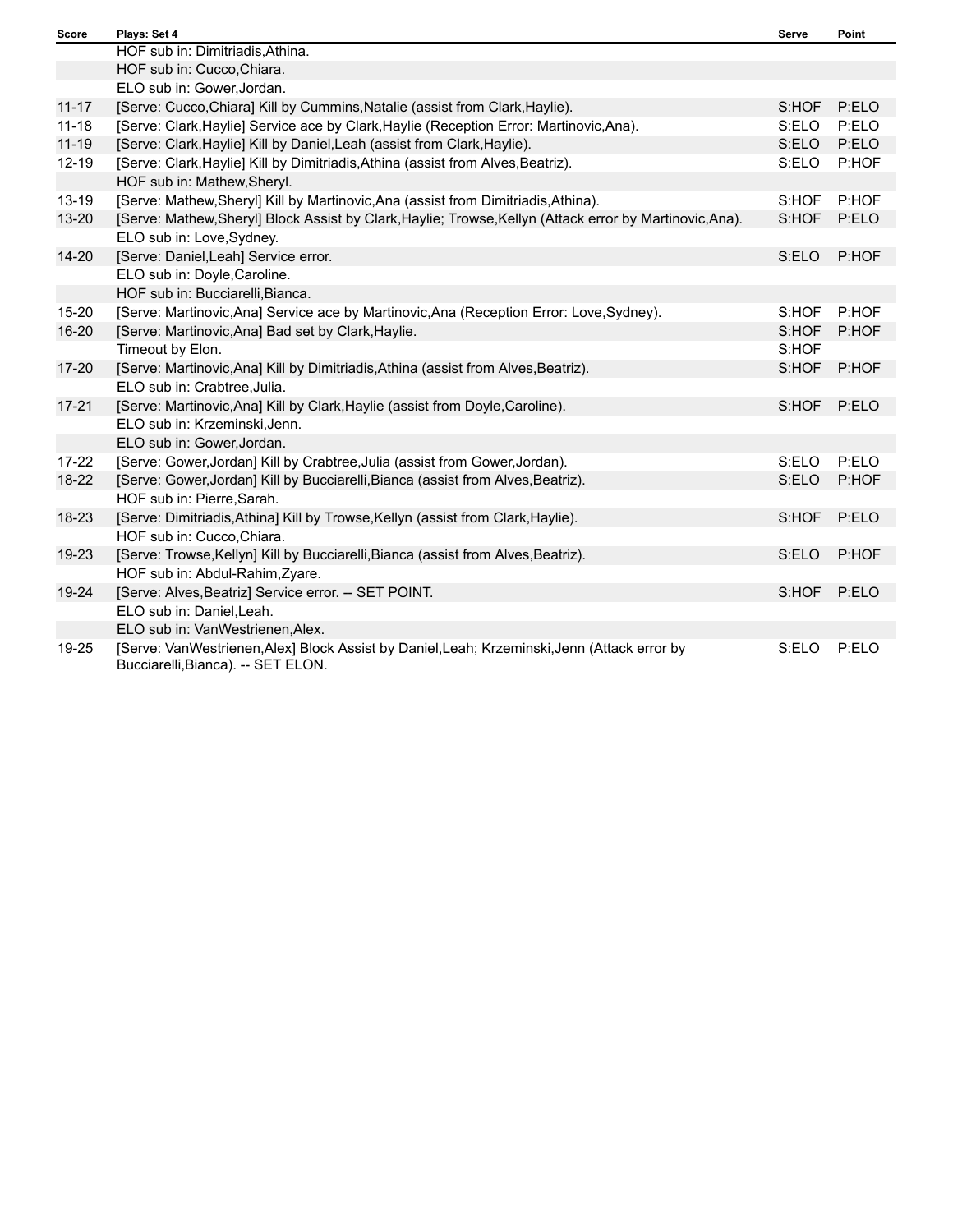| Score | Plays: Set 4 | Serve | Point |
|---|---|---|---|
| | HOF sub in: Dimitriadis,Athina. | | |
| | HOF sub in: Cucco,Chiara. | | |
| | ELO sub in: Gower,Jordan. | | |
| 11-17 | [Serve: Cucco,Chiara] Kill by Cummins,Natalie (assist from Clark,Haylie). | S:HOF | P:ELO |
| 11-18 | [Serve: Clark,Haylie] Service ace by Clark,Haylie (Reception Error: Martinovic,Ana). | S:ELO | P:ELO |
| 11-19 | [Serve: Clark,Haylie] Kill by Daniel,Leah (assist from Clark,Haylie). | S:ELO | P:ELO |
| 12-19 | [Serve: Clark,Haylie] Kill by Dimitriadis,Athina (assist from Alves,Beatriz). | S:ELO | P:HOF |
| | HOF sub in: Mathew,Sheryl. | | |
| 13-19 | [Serve: Mathew,Sheryl] Kill by Martinovic,Ana (assist from Dimitriadis,Athina). | S:HOF | P:HOF |
| 13-20 | [Serve: Mathew,Sheryl] Block Assist by Clark,Haylie; Trowse,Kellyn (Attack error by Martinovic,Ana). | S:HOF | P:ELO |
| | ELO sub in: Love,Sydney. | | |
| 14-20 | [Serve: Daniel,Leah] Service error. | S:ELO | P:HOF |
| | ELO sub in: Doyle,Caroline. | | |
| | HOF sub in: Bucciarelli,Bianca. | | |
| 15-20 | [Serve: Martinovic,Ana] Service ace by Martinovic,Ana (Reception Error: Love,Sydney). | S:HOF | P:HOF |
| 16-20 | [Serve: Martinovic,Ana] Bad set by Clark,Haylie. | S:HOF | P:HOF |
| | Timeout by Elon. | S:HOF | |
| 17-20 | [Serve: Martinovic,Ana] Kill by Dimitriadis,Athina (assist from Alves,Beatriz). | S:HOF | P:HOF |
| | ELO sub in: Crabtree,Julia. | | |
| 17-21 | [Serve: Martinovic,Ana] Kill by Clark,Haylie (assist from Doyle,Caroline). | S:HOF | P:ELO |
| | ELO sub in: Krzeminski,Jenn. | | |
| | ELO sub in: Gower,Jordan. | | |
| 17-22 | [Serve: Gower,Jordan] Kill by Crabtree,Julia (assist from Gower,Jordan). | S:ELO | P:ELO |
| 18-22 | [Serve: Gower,Jordan] Kill by Bucciarelli,Bianca (assist from Alves,Beatriz). | S:ELO | P:HOF |
| | HOF sub in: Pierre,Sarah. | | |
| 18-23 | [Serve: Dimitriadis,Athina] Kill by Trowse,Kellyn (assist from Clark,Haylie). | S:HOF | P:ELO |
| | HOF sub in: Cucco,Chiara. | | |
| 19-23 | [Serve: Trowse,Kellyn] Kill by Bucciarelli,Bianca (assist from Alves,Beatriz). | S:ELO | P:HOF |
| | HOF sub in: Abdul-Rahim,Zyare. | | |
| 19-24 | [Serve: Alves,Beatriz] Service error. -- SET POINT. | S:HOF | P:ELO |
| | ELO sub in: Daniel,Leah. | | |
| | ELO sub in: VanWestrienen,Alex. | | |
| 19-25 | [Serve: VanWestrienen,Alex] Block Assist by Daniel,Leah; Krzeminski,Jenn (Attack error by Bucciarelli,Bianca). -- SET ELON. | S:ELO | P:ELO |